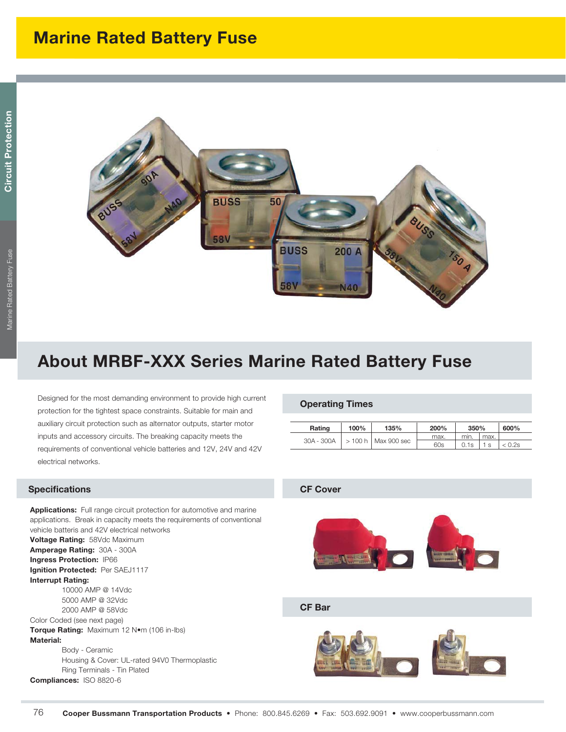# Marine Rated Battery Fuse

## About MRBF-XXX Series Marine Rated Battery Fuse

Designed for the most demanding environment to provide high current protection for the tightest space constraints. Suitable for main and auxiliary circuit protection such as alternator outputs, starter motor inputs and accessory circuits. The breaking capacity meets the requirements of conventional vehicle batteries and 12V, 24V and 42V electrical networks.

### Operating Times

| Rating | 100% | 135% | 200% | 350% | | 600% |
|---|---|---|---|---|---|---|
| | | | max. | min. | max. | |
| 30A - 300A | > 100 h | Max 900 sec | 60s | 0.1s | 1 s | < 0.2s |

### Specifications

**Applications:** Full range circuit protection for automotive and marine applications. Break in capacity meets the requirements of conventional vehicle batteris and 42V electrical networks

**Voltage Rating:** 58Vdc Maximum

**Amperage Rating:** 30A - 300A

**Ingress Protection:** IP66

**Ignition Protected:** Per SAEJ1117

**Interrupt Rating:**

- 10000 AMP @ 14Vdc
- 5000 AMP @ 32Vdc
- 2000 AMP @ 58Vdc

Color Coded (see next page)

**Torque Rating:** Maximum 12 N•m (106 in-lbs)

**Material:**

- Body - Ceramic
- Housing & Cover: UL-rated 94V0 Thermoplastic
- Ring Terminals - Tin Plated

**Compliances:** ISO 8820-6

### CF Cover

### CF Bar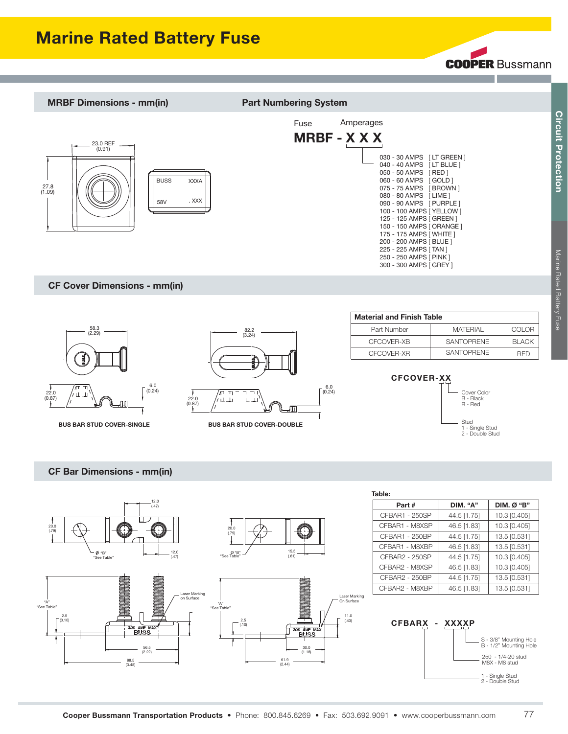# Marine Rated Battery Fuse

## MRBF Dimensions - mm(in)

23.0 REF
(0.91)

27.8
(1.09)

BUSS XXXA

58V . XXX

## Part Numbering System

Fuse Amperages

**MRBF - X X X**

030 - 30 AMPS [ LT GREEN ]
040 - 40 AMPS [ LT BLUE ]
050 - 50 AMPS [ RED ]
060 - 60 AMPS [ GOLD ]
075 - 75 AMPS [ BROWN ]
080 - 80 AMPS [ LIME ]
090 - 90 AMPS [ PURPLE ]
100 - 100 AMPS [ YELLOW ]
125 - 125 AMPS [ GREEN ]
150 - 150 AMPS [ ORANGE ]
175 - 175 AMPS [ WHITE ]
200 - 200 AMPS [ BLUE ]
225 - 225 AMPS [ TAN ]
250 - 250 AMPS [ PINK ]
300 - 300 AMPS [ GREY ]

## CF Cover Dimensions - mm(in)

58.3
(2.29)

22.0
(0.87)

6.0
(0.24)

BUS BAR STUD COVER-SINGLE

82.2
(3.24)

22.0
(0.87)

6.0
(0.24)

BUS BAR STUD COVER-DOUBLE

**Material and Finish Table**

| Part Number | MATERIAL | COLOR |
|---|---|---|
| CFCOVER-XB | SANTOPRENE | BLACK |
| CFCOVER-XR | SANTOPRENE | RED |

**CFCOVER-XX**

Cover Color
B - Black
R - Red

Stud
1 - Single Stud
2 - Double Stud

## CF Bar Dimensions - mm(in)

12.0
(.47)

20.0
(.79)

Ø "B"
"See Table"

12.0
(.47)

20.0
(.79)

Ø "B"
"See Table"

15.5
(.61)

"A"
"See Table"

2.5
(0.10)

Laser Marking on Surface

300 AMP MAX BUSS

56.5
(2.22)

88.5
(3.48)

"A"
"See Table"

2.5
(.10)

Laser Marking On Surface

11.0
(.43)

300 AMP MAX BUSS

30.0
(1.18)

61.9
(2.44)

**Table:**

| Part # | DIM. "A" | DIM. Ø "B" |
|---|---|---|
| CFBAR1 - 250SP | 44.5 [1.75] | 10.3 [0.405] |
| CFBAR1 - M8XSP | 46.5 [1.83] | 10.3 [0.405] |
| CFBAR1 - 250BP | 44.5 [1.75] | 13.5 [0.531] |
| CFBAR1 - M8XBP | 46.5 [1.83] | 13.5 [0.531] |
| CFBAR2 - 250SP | 44.5 [1.75] | 10.3 [0.405] |
| CFBAR2 - M8XSP | 46.5 [1.83] | 10.3 [0.405] |
| CFBAR2 - 250BP | 44.5 [1.75] | 13.5 [0.531] |
| CFBAR2 - M8XBP | 46.5 [1.83] | 13.5 [0.531] |

**CFBARX - XXXXP**

S - 3/8" Mounting Hole
B - 1/2" Mounting Hole

250 - 1/4-20 stud
M8X - M8 stud

1 - Single Stud
2 - Double Stud

**Cooper Bussmann Transportation Products** • Phone: 800.845.6269 • Fax: 503.692.9091 • www.cooperbussmann.com